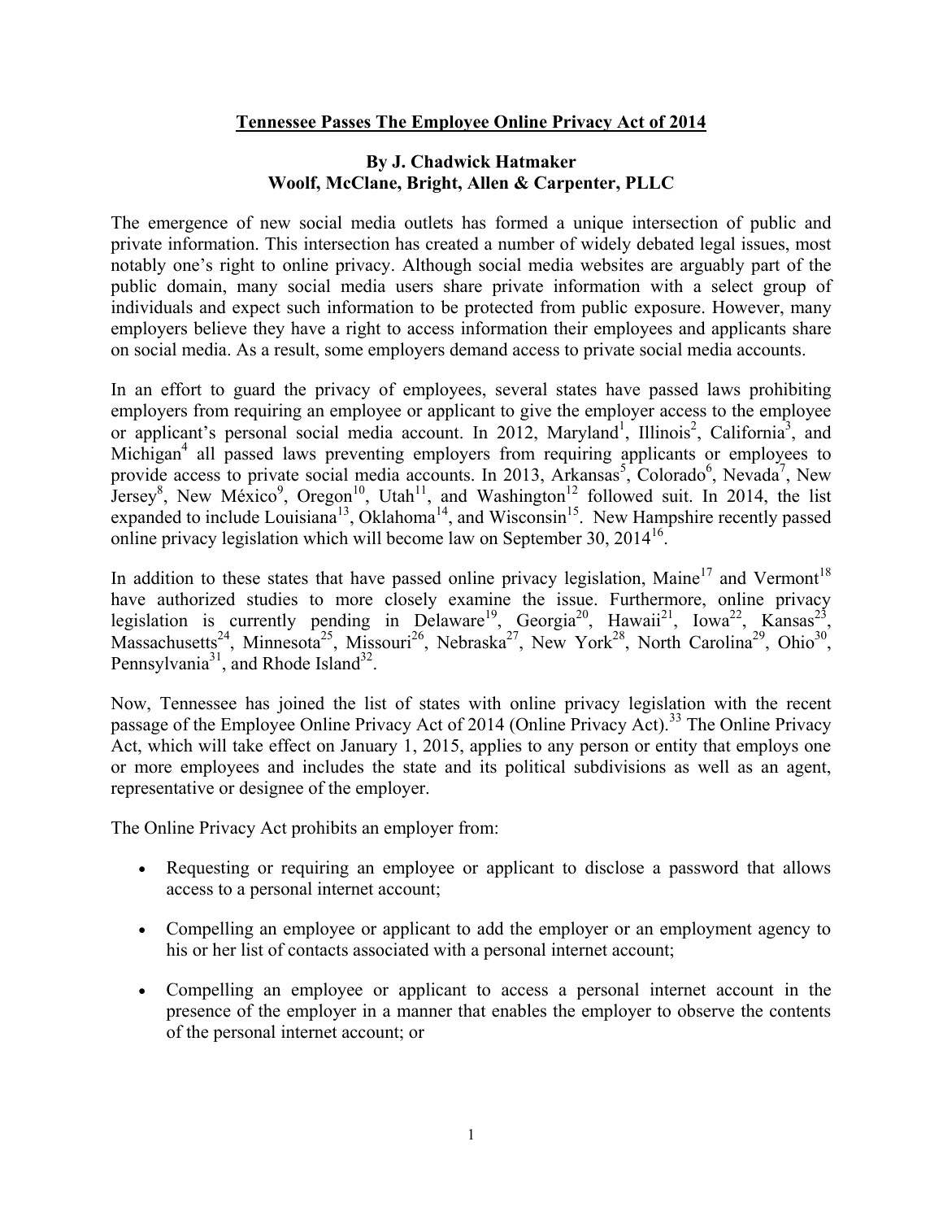# Tennessee Passes The Employee Online Privacy Act of 2014

**By J. Chadwick Hatmaker**
**Woolf, McClane, Bright, Allen & Carpenter, PLLC**

The emergence of new social media outlets has formed a unique intersection of public and private information. This intersection has created a number of widely debated legal issues, most notably one's right to online privacy. Although social media websites are arguably part of the public domain, many social media users share private information with a select group of individuals and expect such information to be protected from public exposure. However, many employers believe they have a right to access information their employees and applicants share on social media. As a result, some employers demand access to private social media accounts.

In an effort to guard the privacy of employees, several states have passed laws prohibiting employers from requiring an employee or applicant to give the employer access to the employee or applicant's personal social media account. In 2012, Maryland[1], Illinois[2], California[3], and Michigan[4] all passed laws preventing employers from requiring applicants or employees to provide access to private social media accounts. In 2013, Arkansas[5], Colorado[6], Nevada[7], New Jersey[8], New México[9], Oregon[10], Utah[11], and Washington[12] followed suit. In 2014, the list expanded to include Louisiana[13], Oklahoma[14], and Wisconsin[15]. New Hampshire recently passed online privacy legislation which will become law on September 30, 2014[16].

In addition to these states that have passed online privacy legislation, Maine[17] and Vermont[18] have authorized studies to more closely examine the issue. Furthermore, online privacy legislation is currently pending in Delaware[19], Georgia[20], Hawaii[21], Iowa[22], Kansas[23], Massachusetts[24], Minnesota[25], Missouri[26], Nebraska[27], New York[28], North Carolina[29], Ohio[30], Pennsylvania[31], and Rhode Island[32].

Now, Tennessee has joined the list of states with online privacy legislation with the recent passage of the Employee Online Privacy Act of 2014 (Online Privacy Act).[33] The Online Privacy Act, which will take effect on January 1, 2015, applies to any person or entity that employs one or more employees and includes the state and its political subdivisions as well as an agent, representative or designee of the employer.

The Online Privacy Act prohibits an employer from:

- Requesting or requiring an employee or applicant to disclose a password that allows access to a personal internet account;
- Compelling an employee or applicant to add the employer or an employment agency to his or her list of contacts associated with a personal internet account;
- Compelling an employee or applicant to access a personal internet account in the presence of the employer in a manner that enables the employer to observe the contents of the personal internet account; or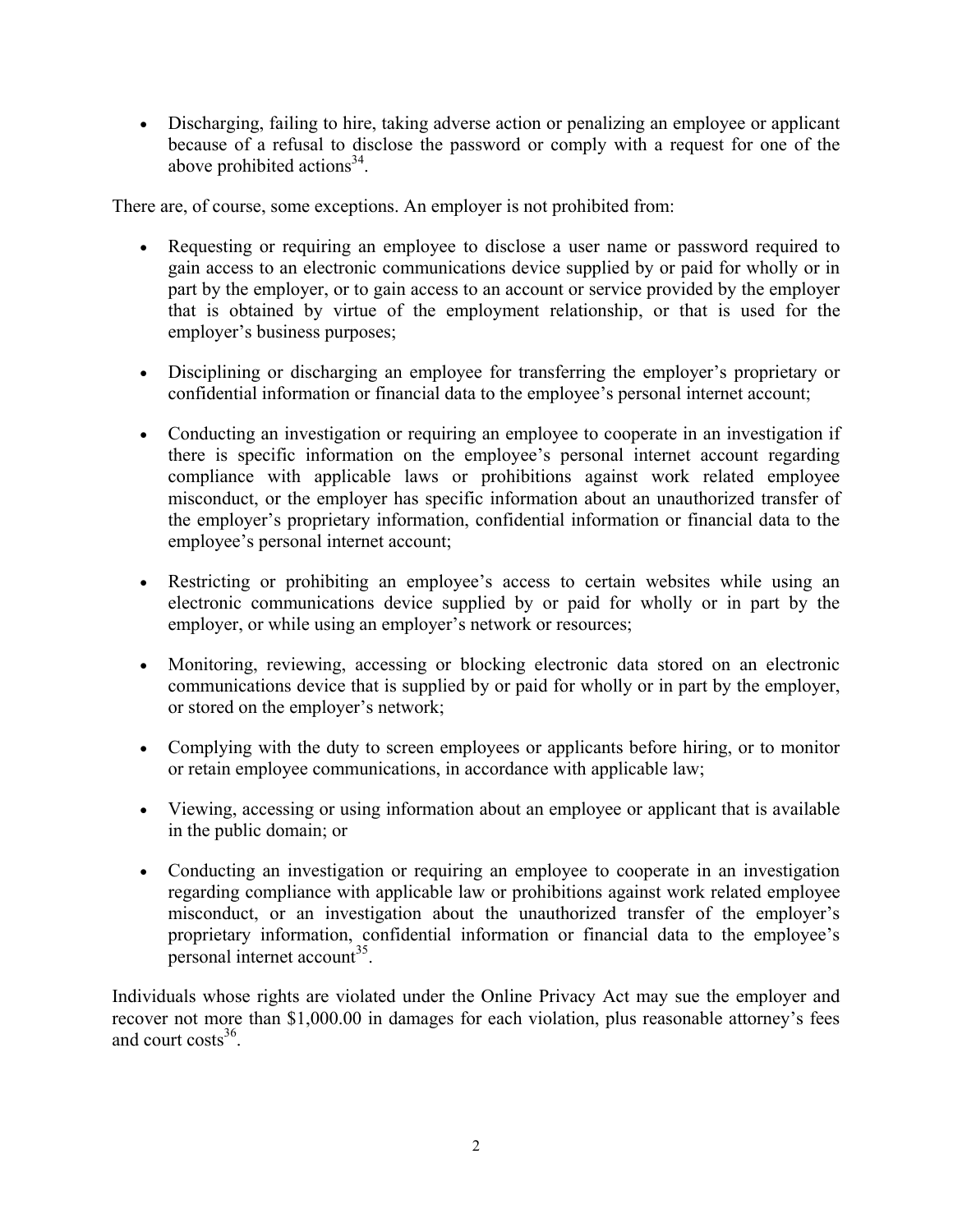- Discharging, failing to hire, taking adverse action or penalizing an employee or applicant because of a refusal to disclose the password or comply with a request for one of the above prohibited actions[34].

There are, of course, some exceptions. An employer is not prohibited from:

- Requesting or requiring an employee to disclose a user name or password required to gain access to an electronic communications device supplied by or paid for wholly or in part by the employer, or to gain access to an account or service provided by the employer that is obtained by virtue of the employment relationship, or that is used for the employer's business purposes;

- Disciplining or discharging an employee for transferring the employer's proprietary or confidential information or financial data to the employee's personal internet account;

- Conducting an investigation or requiring an employee to cooperate in an investigation if there is specific information on the employee's personal internet account regarding compliance with applicable laws or prohibitions against work related employee misconduct, or the employer has specific information about an unauthorized transfer of the employer's proprietary information, confidential information or financial data to the employee's personal internet account;

- Restricting or prohibiting an employee's access to certain websites while using an electronic communications device supplied by or paid for wholly or in part by the employer, or while using an employer's network or resources;

- Monitoring, reviewing, accessing or blocking electronic data stored on an electronic communications device that is supplied by or paid for wholly or in part by the employer, or stored on the employer's network;

- Complying with the duty to screen employees or applicants before hiring, or to monitor or retain employee communications, in accordance with applicable law;

- Viewing, accessing or using information about an employee or applicant that is available in the public domain; or

- Conducting an investigation or requiring an employee to cooperate in an investigation regarding compliance with applicable law or prohibitions against work related employee misconduct, or an investigation about the unauthorized transfer of the employer's proprietary information, confidential information or financial data to the employee's personal internet account[35].

Individuals whose rights are violated under the Online Privacy Act may sue the employer and recover not more than $1,000.00 in damages for each violation, plus reasonable attorney's fees and court costs[36].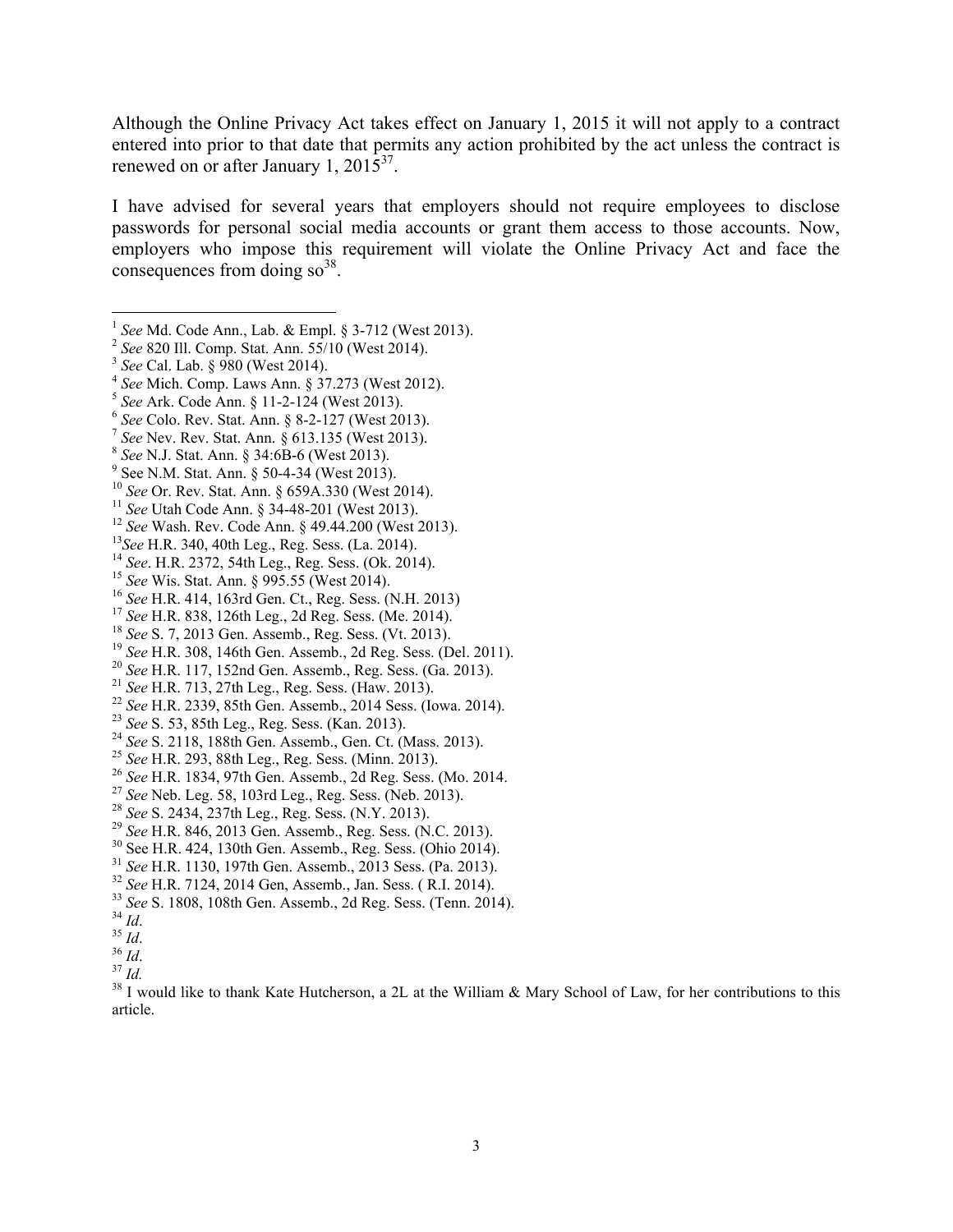Although the Online Privacy Act takes effect on January 1, 2015 it will not apply to a contract entered into prior to that date that permits any action prohibited by the act unless the contract is renewed on or after January 1, 2015[37].

I have advised for several years that employers should not require employees to disclose passwords for personal social media accounts or grant them access to those accounts. Now, employers who impose this requirement will violate the Online Privacy Act and face the consequences from doing so[38].

---

[1] *See* Md. Code Ann., Lab. & Empl. § 3-712 (West 2013).
[2] *See* 820 Ill. Comp. Stat. Ann. 55/10 (West 2014).
[3] *See* Cal. Lab. § 980 (West 2014).
[4] *See* Mich. Comp. Laws Ann. § 37.273 (West 2012).
[5] *See* Ark. Code Ann. § 11-2-124 (West 2013).
[6] *See* Colo. Rev. Stat. Ann. § 8-2-127 (West 2013).
[7] *See* Nev. Rev. Stat. Ann. § 613.135 (West 2013).
[8] *See* N.J. Stat. Ann. § 34:6B-6 (West 2013).
[9] See N.M. Stat. Ann. § 50-4-34 (West 2013).
[10] *See* Or. Rev. Stat. Ann. § 659A.330 (West 2014).
[11] *See* Utah Code Ann. § 34-48-201 (West 2013).
[12] *See* Wash. Rev. Code Ann. § 49.44.200 (West 2013).
[13] *See* H.R. 340, 40th Leg., Reg. Sess. (La. 2014).
[14] *See*. H.R. 2372, 54th Leg., Reg. Sess. (Ok. 2014).
[15] *See* Wis. Stat. Ann. § 995.55 (West 2014).
[16] *See* H.R. 414, 163rd Gen. Ct., Reg. Sess. (N.H. 2013)
[17] *See* H.R. 838, 126th Leg., 2d Reg. Sess. (Me. 2014).
[18] *See* S. 7, 2013 Gen. Assemb., Reg. Sess. (Vt. 2013).
[19] *See* H.R. 308, 146th Gen. Assemb., 2d Reg. Sess. (Del. 2011).
[20] *See* H.R. 117, 152nd Gen. Assemb., Reg. Sess. (Ga. 2013).
[21] *See* H.R. 713, 27th Leg., Reg. Sess. (Haw. 2013).
[22] *See* H.R. 2339, 85th Gen. Assemb., 2014 Sess. (Iowa. 2014).
[23] *See* S. 53, 85th Leg., Reg. Sess. (Kan. 2013).
[24] *See* S. 2118, 188th Gen. Assemb., Gen. Ct. (Mass. 2013).
[25] *See* H.R. 293, 88th Leg., Reg. Sess. (Minn. 2013).
[26] *See* H.R. 1834, 97th Gen. Assemb., 2d Reg. Sess. (Mo. 2014.
[27] *See* Neb. Leg. 58, 103rd Leg., Reg. Sess. (Neb. 2013).
[28] *See* S. 2434, 237th Leg., Reg. Sess. (N.Y. 2013).
[29] *See* H.R. 846, 2013 Gen. Assemb., Reg. Sess. (N.C. 2013).
[30] See H.R. 424, 130th Gen. Assemb., Reg. Sess. (Ohio 2014).
[31] *See* H.R. 1130, 197th Gen. Assemb., 2013 Sess. (Pa. 2013).
[32] *See* H.R. 7124, 2014 Gen, Assemb., Jan. Sess. ( R.I. 2014).
[33] *See* S. 1808, 108th Gen. Assemb., 2d Reg. Sess. (Tenn. 2014).
[34] *Id*.
[35] *Id*.
[36] *Id*.
[37] *Id.*
[38] I would like to thank Kate Hutcherson, a 2L at the William & Mary School of Law, for her contributions to this article.